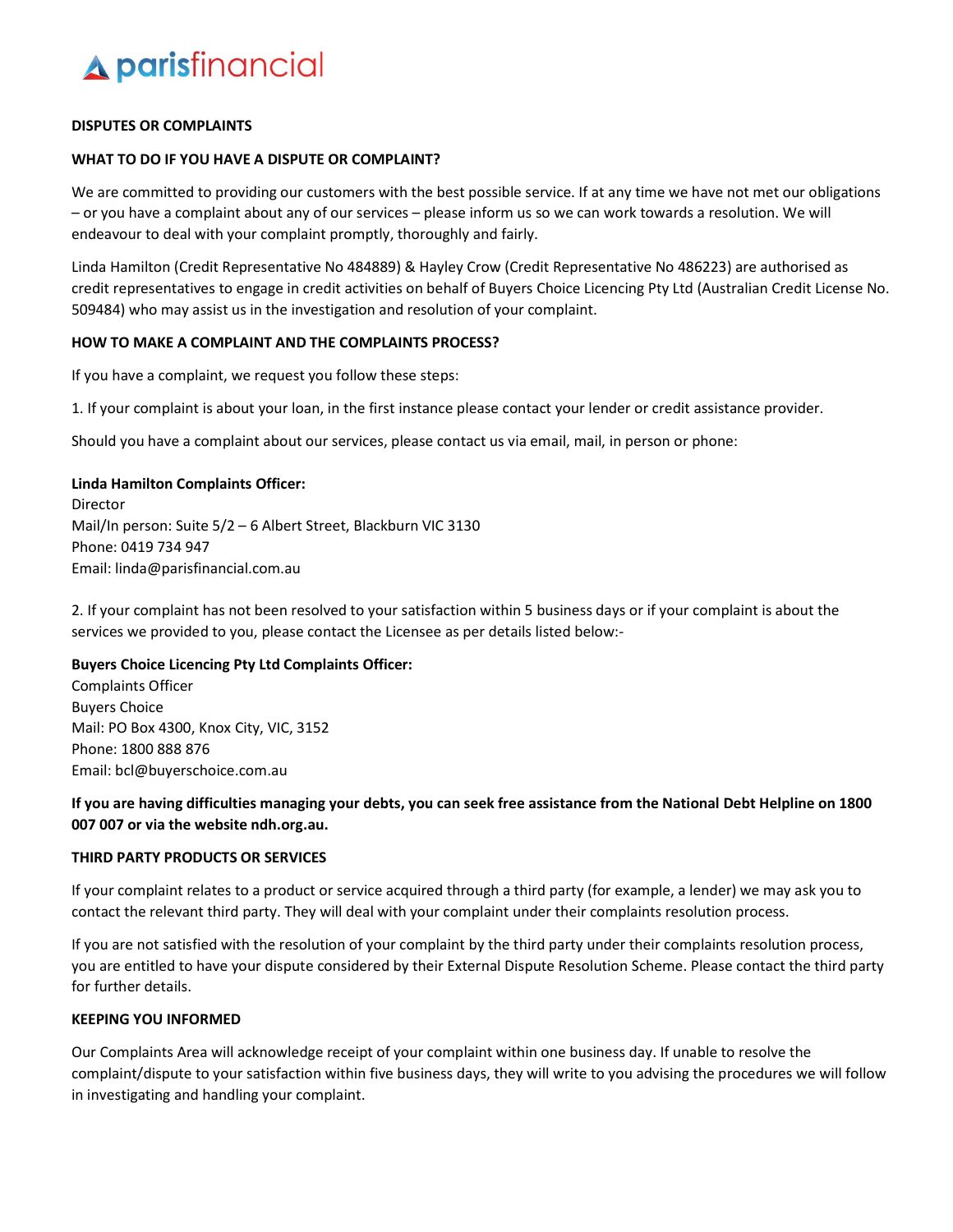# parisfinancial

**DISPUTES OR COMPLAINTS**

**WHAT TO DO IF YOU HAVE A DISPUTE OR COMPLAINT?**

We are committed to providing our customers with the best possible service. If at any time we have not met our obligations – or you have a complaint about any of our services – please inform us so we can work towards a resolution. We will endeavour to deal with your complaint promptly, thoroughly and fairly.

Linda Hamilton (Credit Representative No 484889) & Hayley Crow (Credit Representative No 486223) are authorised as credit representatives to engage in credit activities on behalf of Buyers Choice Licencing Pty Ltd (Australian Credit License No. 509484) who may assist us in the investigation and resolution of your complaint.

**HOW TO MAKE A COMPLAINT AND THE COMPLAINTS PROCESS?**

If you have a complaint, we request you follow these steps:

1. If your complaint is about your loan, in the first instance please contact your lender or credit assistance provider.

Should you have a complaint about our services, please contact us via email, mail, in person or phone:

**Linda Hamilton Complaints Officer:**
Director
Mail/In person: Suite 5/2 – 6 Albert Street, Blackburn VIC 3130
Phone: 0419 734 947
Email: linda@parisfinancial.com.au

2. If your complaint has not been resolved to your satisfaction within 5 business days or if your complaint is about the services we provided to you, please contact the Licensee as per details listed below:-

**Buyers Choice Licencing Pty Ltd Complaints Officer:**
Complaints Officer
Buyers Choice
Mail: PO Box 4300, Knox City, VIC, 3152
Phone: 1800 888 876
Email: bcl@buyerschoice.com.au

**If you are having difficulties managing your debts, you can seek free assistance from the National Debt Helpline on 1800 007 007 or via the website ndh.org.au.**

**THIRD PARTY PRODUCTS OR SERVICES**

If your complaint relates to a product or service acquired through a third party (for example, a lender) we may ask you to contact the relevant third party. They will deal with your complaint under their complaints resolution process.

If you are not satisfied with the resolution of your complaint by the third party under their complaints resolution process, you are entitled to have your dispute considered by their External Dispute Resolution Scheme. Please contact the third party for further details.

**KEEPING YOU INFORMED**

Our Complaints Area will acknowledge receipt of your complaint within one business day. If unable to resolve the complaint/dispute to your satisfaction within five business days, they will write to you advising the procedures we will follow in investigating and handling your complaint.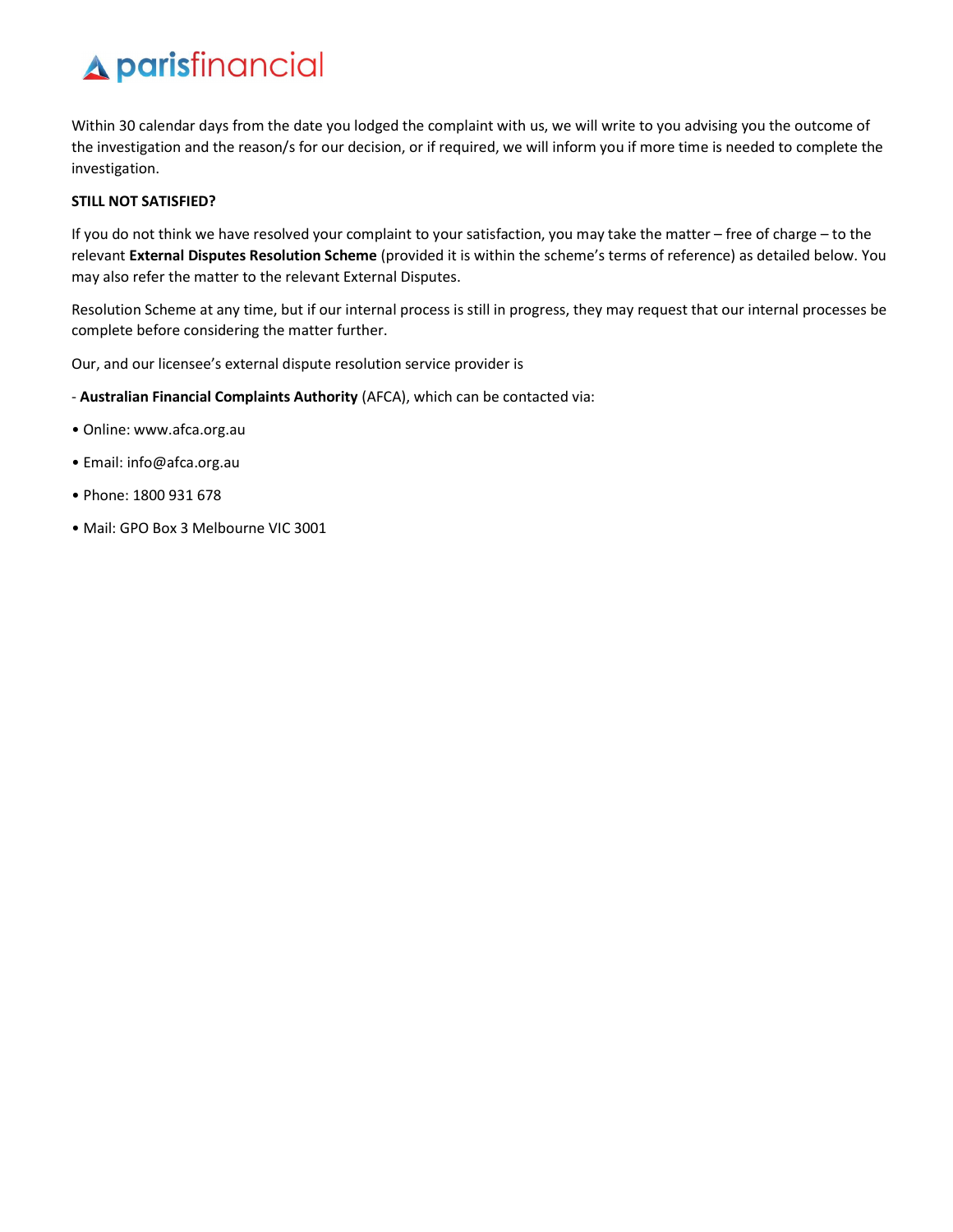Within 30 calendar days from the date you lodged the complaint with us, we will write to you advising you the outcome of the investigation and the reason/s for our decision, or if required, we will inform you if more time is needed to complete the investigation.

**STILL NOT SATISFIED?**

If you do not think we have resolved your complaint to your satisfaction, you may take the matter – free of charge – to the relevant **External Disputes Resolution Scheme** (provided it is within the scheme's terms of reference) as detailed below. You may also refer the matter to the relevant External Disputes.

Resolution Scheme at any time, but if our internal process is still in progress, they may request that our internal processes be complete before considering the matter further.

Our, and our licensee's external dispute resolution service provider is

- **Australian Financial Complaints Authority** (AFCA), which can be contacted via:

• Online: www.afca.org.au

• Email: info@afca.org.au

• Phone: 1800 931 678

• Mail: GPO Box 3 Melbourne VIC 3001